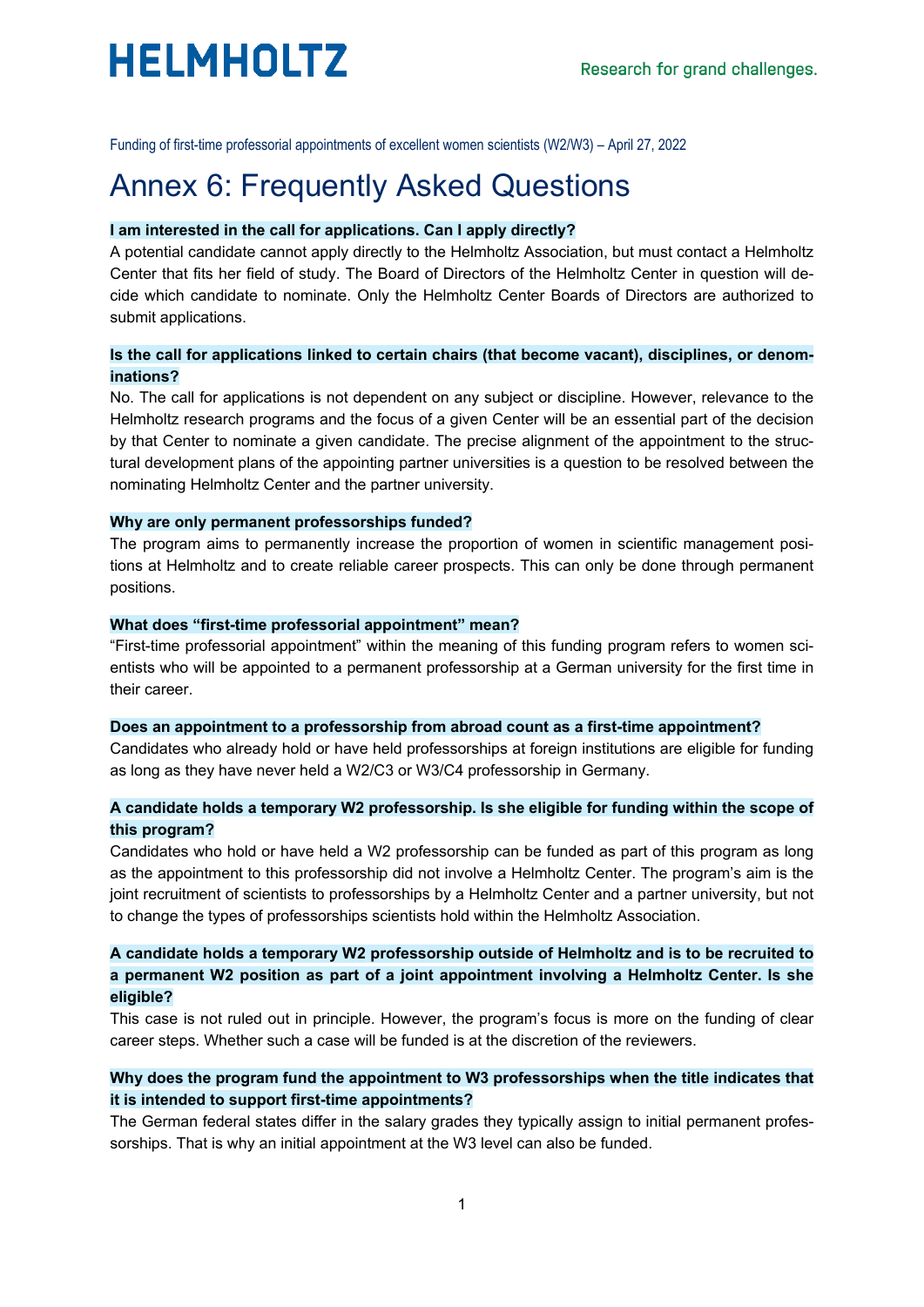Funding of first-time professorial appointments of excellent women scientists (W2/W3) – April 27, 2022

# Annex 6: Frequently Asked Questions

**I am interested in the call for applications. Can I apply directly?**

A potential candidate cannot apply directly to the Helmholtz Association, but must contact a Helmholtz Center that fits her field of study. The Board of Directors of the Helmholtz Center in question will decide which candidate to nominate. Only the Helmholtz Center Boards of Directors are authorized to submit applications.

**Is the call for applications linked to certain chairs (that become vacant), disciplines, or denominations?**

No. The call for applications is not dependent on any subject or discipline. However, relevance to the Helmholtz research programs and the focus of a given Center will be an essential part of the decision by that Center to nominate a given candidate. The precise alignment of the appointment to the structural development plans of the appointing partner universities is a question to be resolved between the nominating Helmholtz Center and the partner university.

**Why are only permanent professorships funded?**

The program aims to permanently increase the proportion of women in scientific management positions at Helmholtz and to create reliable career prospects. This can only be done through permanent positions.

**What does "first-time professorial appointment" mean?**

"First-time professorial appointment" within the meaning of this funding program refers to women scientists who will be appointed to a permanent professorship at a German university for the first time in their career.

**Does an appointment to a professorship from abroad count as a first-time appointment?**

Candidates who already hold or have held professorships at foreign institutions are eligible for funding as long as they have never held a W2/C3 or W3/C4 professorship in Germany.

**A candidate holds a temporary W2 professorship. Is she eligible for funding within the scope of this program?**

Candidates who hold or have held a W2 professorship can be funded as part of this program as long as the appointment to this professorship did not involve a Helmholtz Center. The program's aim is the joint recruitment of scientists to professorships by a Helmholtz Center and a partner university, but not to change the types of professorships scientists hold within the Helmholtz Association.

**A candidate holds a temporary W2 professorship outside of Helmholtz and is to be recruited to a permanent W2 position as part of a joint appointment involving a Helmholtz Center. Is she eligible?**

This case is not ruled out in principle. However, the program's focus is more on the funding of clear career steps. Whether such a case will be funded is at the discretion of the reviewers.

**Why does the program fund the appointment to W3 professorships when the title indicates that it is intended to support first-time appointments?**

The German federal states differ in the salary grades they typically assign to initial permanent professorships. That is why an initial appointment at the W3 level can also be funded.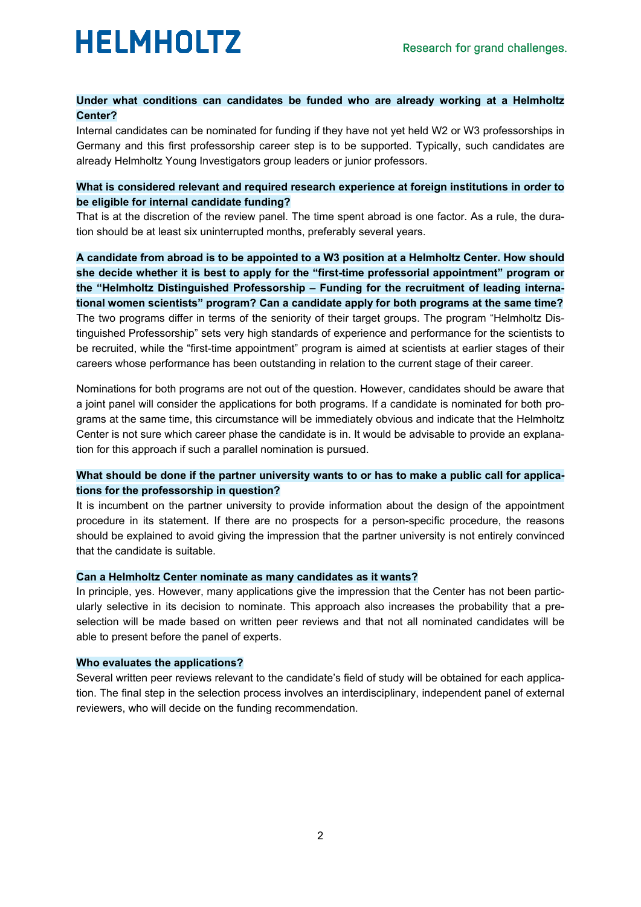**Under what conditions can candidates be funded who are already working at a Helmholtz Center?**

Internal candidates can be nominated for funding if they have not yet held W2 or W3 professorships in Germany and this first professorship career step is to be supported. Typically, such candidates are already Helmholtz Young Investigators group leaders or junior professors.

**What is considered relevant and required research experience at foreign institutions in order to be eligible for internal candidate funding?**

That is at the discretion of the review panel. The time spent abroad is one factor. As a rule, the duration should be at least six uninterrupted months, preferably several years.

**A candidate from abroad is to be appointed to a W3 position at a Helmholtz Center. How should she decide whether it is best to apply for the "first-time professorial appointment" program or the "Helmholtz Distinguished Professorship – Funding for the recruitment of leading international women scientists" program? Can a candidate apply for both programs at the same time?**

The two programs differ in terms of the seniority of their target groups. The program "Helmholtz Distinguished Professorship" sets very high standards of experience and performance for the scientists to be recruited, while the "first-time appointment" program is aimed at scientists at earlier stages of their careers whose performance has been outstanding in relation to the current stage of their career.

Nominations for both programs are not out of the question. However, candidates should be aware that a joint panel will consider the applications for both programs. If a candidate is nominated for both programs at the same time, this circumstance will be immediately obvious and indicate that the Helmholtz Center is not sure which career phase the candidate is in. It would be advisable to provide an explanation for this approach if such a parallel nomination is pursued.

**What should be done if the partner university wants to or has to make a public call for applications for the professorship in question?**

It is incumbent on the partner university to provide information about the design of the appointment procedure in its statement. If there are no prospects for a person-specific procedure, the reasons should be explained to avoid giving the impression that the partner university is not entirely convinced that the candidate is suitable.

**Can a Helmholtz Center nominate as many candidates as it wants?**

In principle, yes. However, many applications give the impression that the Center has not been particularly selective in its decision to nominate. This approach also increases the probability that a preselection will be made based on written peer reviews and that not all nominated candidates will be able to present before the panel of experts.

**Who evaluates the applications?**

Several written peer reviews relevant to the candidate's field of study will be obtained for each application. The final step in the selection process involves an interdisciplinary, independent panel of external reviewers, who will decide on the funding recommendation.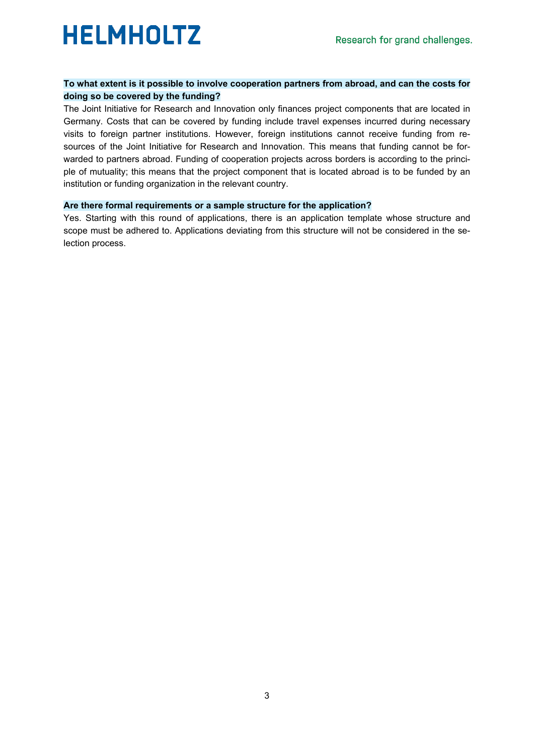**To what extent is it possible to involve cooperation partners from abroad, and can the costs for doing so be covered by the funding?**

The Joint Initiative for Research and Innovation only finances project components that are located in Germany. Costs that can be covered by funding include travel expenses incurred during necessary visits to foreign partner institutions. However, foreign institutions cannot receive funding from resources of the Joint Initiative for Research and Innovation. This means that funding cannot be forwarded to partners abroad. Funding of cooperation projects across borders is according to the principle of mutuality; this means that the project component that is located abroad is to be funded by an institution or funding organization in the relevant country.

**Are there formal requirements or a sample structure for the application?**

Yes. Starting with this round of applications, there is an application template whose structure and scope must be adhered to. Applications deviating from this structure will not be considered in the selection process.